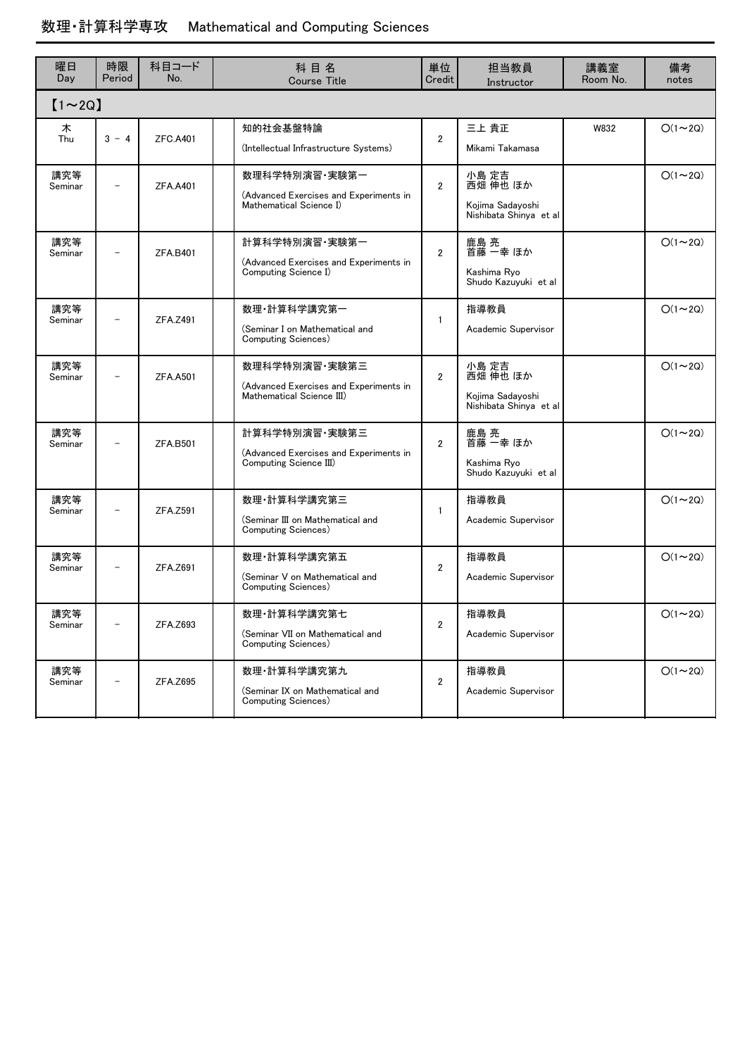# 数理･計算科学専攻　Mathematical and Computing Sciences

| 曜日<br>Day | 時限<br>Period | 科目コード<br>No. | 科 目 名<br>Course Title | 単位<br>Credit | 担当教員<br>Instructor | 講義室<br>Room No. | 備考<br>notes |
|---|---|---|---|---|---|---|---|
| 【1～2Q】 | | | | | | | |
| 木<br>Thu | 3 － 4 | ZFC.A401 | 知的社会基盤特論<br>(Intellectual Infrastructure Systems) | 2 | 三上 貴正<br>Mikami Takamasa | W832 | ○(1～2Q) |
| 講究等<br>Seminar | － | ZFA.A401 | 数理科学特別演習･実験第一<br>(Advanced Exercises and Experiments in Mathematical Science I) | 2 | 小島 定吉<br>西畑 伸也 ほか<br>Kojima Sadayoshi<br>Nishibata Shinya et al | | ○(1～2Q) |
| 講究等<br>Seminar | － | ZFA.B401 | 計算科学特別演習･実験第一<br>(Advanced Exercises and Experiments in Computing Science I) | 2 | 鹿島 亮<br>首藤 一幸 ほか<br>Kashima Ryo<br>Shudo Kazuyuki et al | | ○(1～2Q) |
| 講究等<br>Seminar | － | ZFA.Z491 | 数理･計算科学講究第一<br>(Seminar I on Mathematical and Computing Sciences) | 1 | 指導教員<br>Academic Supervisor | | ○(1～2Q) |
| 講究等<br>Seminar | － | ZFA.A501 | 数理科学特別演習･実験第三<br>(Advanced Exercises and Experiments in Mathematical Science III) | 2 | 小島 定吉<br>西畑 伸也 ほか<br>Kojima Sadayoshi<br>Nishibata Shinya et al | | ○(1～2Q) |
| 講究等<br>Seminar | － | ZFA.B501 | 計算科学特別演習･実験第三<br>(Advanced Exercises and Experiments in Computing Science III) | 2 | 鹿島 亮<br>首藤 一幸 ほか<br>Kashima Ryo<br>Shudo Kazuyuki et al | | ○(1～2Q) |
| 講究等<br>Seminar | － | ZFA.Z591 | 数理･計算科学講究第三<br>(Seminar III on Mathematical and Computing Sciences) | 1 | 指導教員<br>Academic Supervisor | | ○(1～2Q) |
| 講究等<br>Seminar | － | ZFA.Z691 | 数理･計算科学講究第五<br>(Seminar V on Mathematical and Computing Sciences) | 2 | 指導教員<br>Academic Supervisor | | ○(1～2Q) |
| 講究等<br>Seminar | － | ZFA.Z693 | 数理･計算科学講究第七<br>(Seminar VII on Mathematical and Computing Sciences) | 2 | 指導教員<br>Academic Supervisor | | ○(1～2Q) |
| 講究等<br>Seminar | － | ZFA.Z695 | 数理･計算科学講究第九<br>(Seminar IX on Mathematical and Computing Sciences) | 2 | 指導教員<br>Academic Supervisor | | ○(1～2Q) |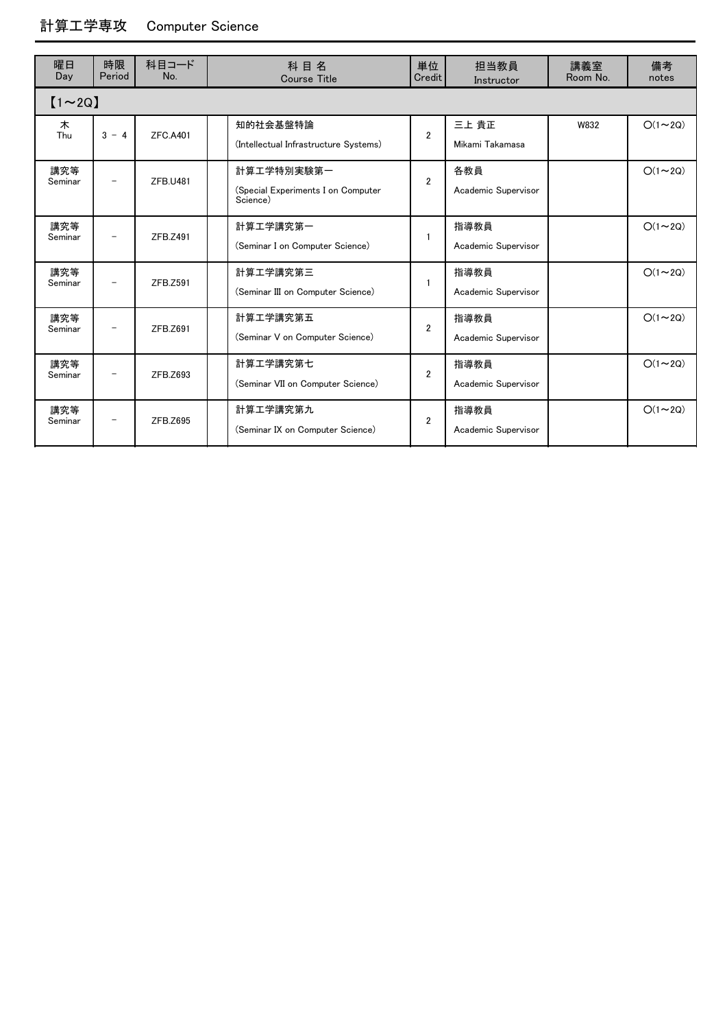## 計算工学専攻　Computer Science

| 曜日 Day | 時限 Period | 科目コード No. | 科 目 名 Course Title | 単位 Credit | 担当教員 Instructor | 講義室 Room No. | 備考 notes |
|---|---|---|---|---|---|---|---|
| 【1～2Q】 | | | | | | | |
| 木 Thu | 3 － 4 | ZFC.A401 | 知的社会基盤特論 (Intellectual Infrastructure Systems) | 2 | 三上 貴正 Mikami Takamasa | W832 | ○(1～2Q) |
| 講究等 Seminar | － | ZFB.U481 | 計算工学特別実験第一 (Special Experiments I on Computer Science) | 2 | 各教員 Academic Supervisor | | ○(1～2Q) |
| 講究等 Seminar | － | ZFB.Z491 | 計算工学講究第一 (Seminar I on Computer Science) | 1 | 指導教員 Academic Supervisor | | ○(1～2Q) |
| 講究等 Seminar | － | ZFB.Z591 | 計算工学講究第三 (Seminar III on Computer Science) | 1 | 指導教員 Academic Supervisor | | ○(1～2Q) |
| 講究等 Seminar | － | ZFB.Z691 | 計算工学講究第五 (Seminar V on Computer Science) | 2 | 指導教員 Academic Supervisor | | ○(1～2Q) |
| 講究等 Seminar | － | ZFB.Z693 | 計算工学講究第七 (Seminar VII on Computer Science) | 2 | 指導教員 Academic Supervisor | | ○(1～2Q) |
| 講究等 Seminar | － | ZFB.Z695 | 計算工学講究第九 (Seminar IX on Computer Science) | 2 | 指導教員 Academic Supervisor | | ○(1～2Q) |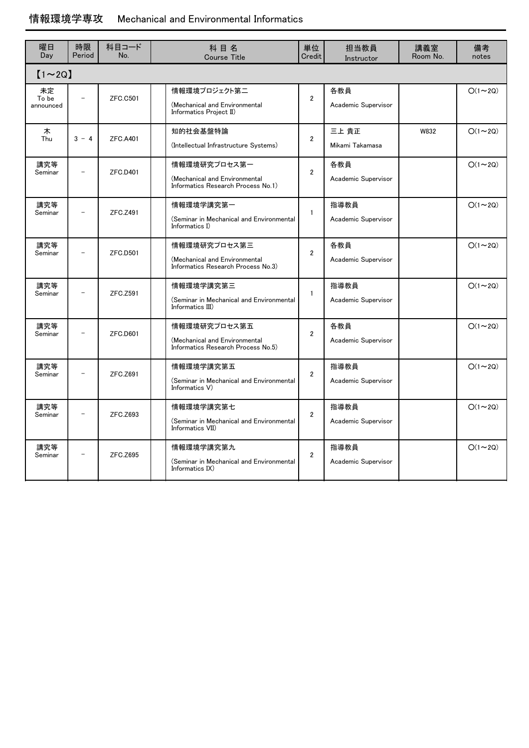## 情報環境学専攻 Mechanical and Environmental Informatics

| 曜日 Day | 時限 Period | 科目コード No. | 科 目 名 Course Title | 単位 Credit | 担当教員 Instructor | 講義室 Room No. | 備考 notes |
|---|---|---|---|---|---|---|---|
| 【1～2Q】 | | | | | | | |
| 未定 To be announced | － | ZFC.C501 | 情報環境プロジェクト第二 (Mechanical and Environmental Informatics Project II) | 2 | 各教員 Academic Supervisor | | ○(1～2Q) |
| 木 Thu | 3 － 4 | ZFC.A401 | 知的社会基盤特論 (Intellectual Infrastructure Systems) | 2 | 三上 貴正 Mikami Takamasa | W832 | ○(1～2Q) |
| 講究等 Seminar | － | ZFC.D401 | 情報環境研究プロセス第一 (Mechanical and Environmental Informatics Research Process No.1) | 2 | 各教員 Academic Supervisor | | ○(1～2Q) |
| 講究等 Seminar | － | ZFC.Z491 | 情報環境学講究第一 (Seminar in Mechanical and Environmental Informatics I) | 1 | 指導教員 Academic Supervisor | | ○(1～2Q) |
| 講究等 Seminar | － | ZFC.D501 | 情報環境研究プロセス第三 (Mechanical and Environmental Informatics Research Process No.3) | 2 | 各教員 Academic Supervisor | | ○(1～2Q) |
| 講究等 Seminar | － | ZFC.Z591 | 情報環境学講究第三 (Seminar in Mechanical and Environmental Informatics III) | 1 | 指導教員 Academic Supervisor | | ○(1～2Q) |
| 講究等 Seminar | － | ZFC.D601 | 情報環境研究プロセス第五 (Mechanical and Environmental Informatics Research Process No.5) | 2 | 各教員 Academic Supervisor | | ○(1～2Q) |
| 講究等 Seminar | － | ZFC.Z691 | 情報環境学講究第五 (Seminar in Mechanical and Environmental Informatics V) | 2 | 指導教員 Academic Supervisor | | ○(1～2Q) |
| 講究等 Seminar | － | ZFC.Z693 | 情報環境学講究第七 (Seminar in Mechanical and Environmental Informatics VII) | 2 | 指導教員 Academic Supervisor | | ○(1～2Q) |
| 講究等 Seminar | － | ZFC.Z695 | 情報環境学講究第九 (Seminar in Mechanical and Environmental Informatics IX) | 2 | 指導教員 Academic Supervisor | | ○(1～2Q) |